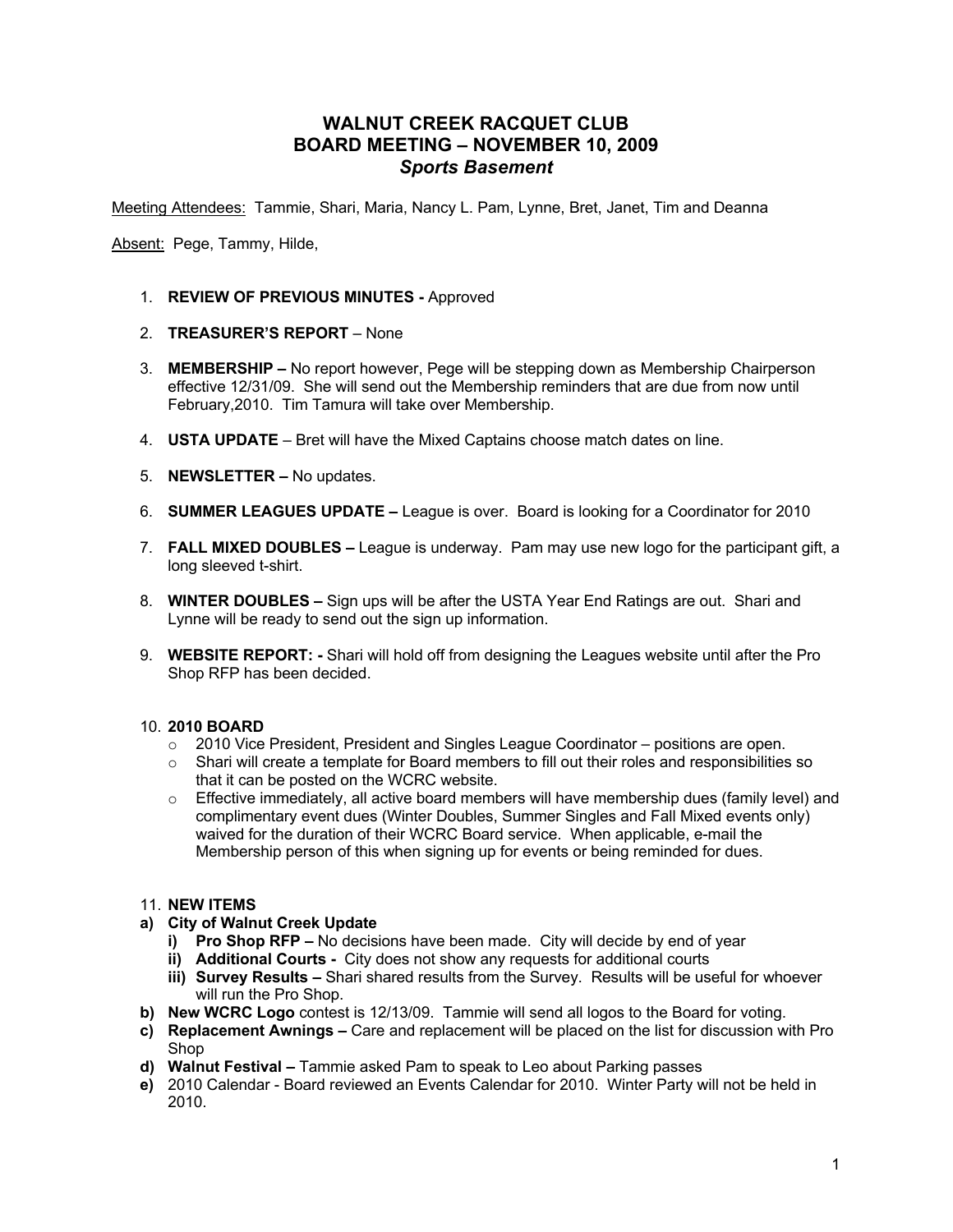# WALNUT CREEK RACQUET CLUB
# BOARD MEETING – NOVEMBER 10, 2009
### *Sports Basement*

Meeting Attendees: Tammie, Shari, Maria, Nancy L. Pam, Lynne, Bret, Janet, Tim and Deanna

Absent: Pege, Tammy, Hilde,

1. **REVIEW OF PREVIOUS MINUTES -** Approved

2. **TREASURER'S REPORT** – None

3. **MEMBERSHIP –** No report however, Pege will be stepping down as Membership Chairperson effective 12/31/09. She will send out the Membership reminders that are due from now until February,2010. Tim Tamura will take over Membership.

4. **USTA UPDATE** – Bret will have the Mixed Captains choose match dates on line.

5. **NEWSLETTER –** No updates.

6. **SUMMER LEAGUES UPDATE –** League is over. Board is looking for a Coordinator for 2010

7. **FALL MIXED DOUBLES –** League is underway. Pam may use new logo for the participant gift, a long sleeved t-shirt.

8. **WINTER DOUBLES –** Sign ups will be after the USTA Year End Ratings are out. Shari and Lynne will be ready to send out the sign up information.

9. **WEBSITE REPORT: -** Shari will hold off from designing the Leagues website until after the Pro Shop RFP has been decided.

10. **2010 BOARD**
    - 2010 Vice President, President and Singles League Coordinator – positions are open.
    - Shari will create a template for Board members to fill out their roles and responsibilities so that it can be posted on the WCRC website.
    - Effective immediately, all active board members will have membership dues (family level) and complimentary event dues (Winter Doubles, Summer Singles and Fall Mixed events only) waived for the duration of their WCRC Board service. When applicable, e-mail the Membership person of this when signing up for events or being reminded for dues.

11. **NEW ITEMS**

**a) City of Walnut Creek Update**
   - **i) Pro Shop RFP –** No decisions have been made. City will decide by end of year
   - **ii) Additional Courts -** City does not show any requests for additional courts
   - **iii) Survey Results –** Shari shared results from the Survey. Results will be useful for whoever will run the Pro Shop.

**b) New WCRC Logo** contest is 12/13/09. Tammie will send all logos to the Board for voting.

**c) Replacement Awnings –** Care and replacement will be placed on the list for discussion with Pro Shop

**d) Walnut Festival –** Tammie asked Pam to speak to Leo about Parking passes

**e)** 2010 Calendar - Board reviewed an Events Calendar for 2010. Winter Party will not be held in 2010.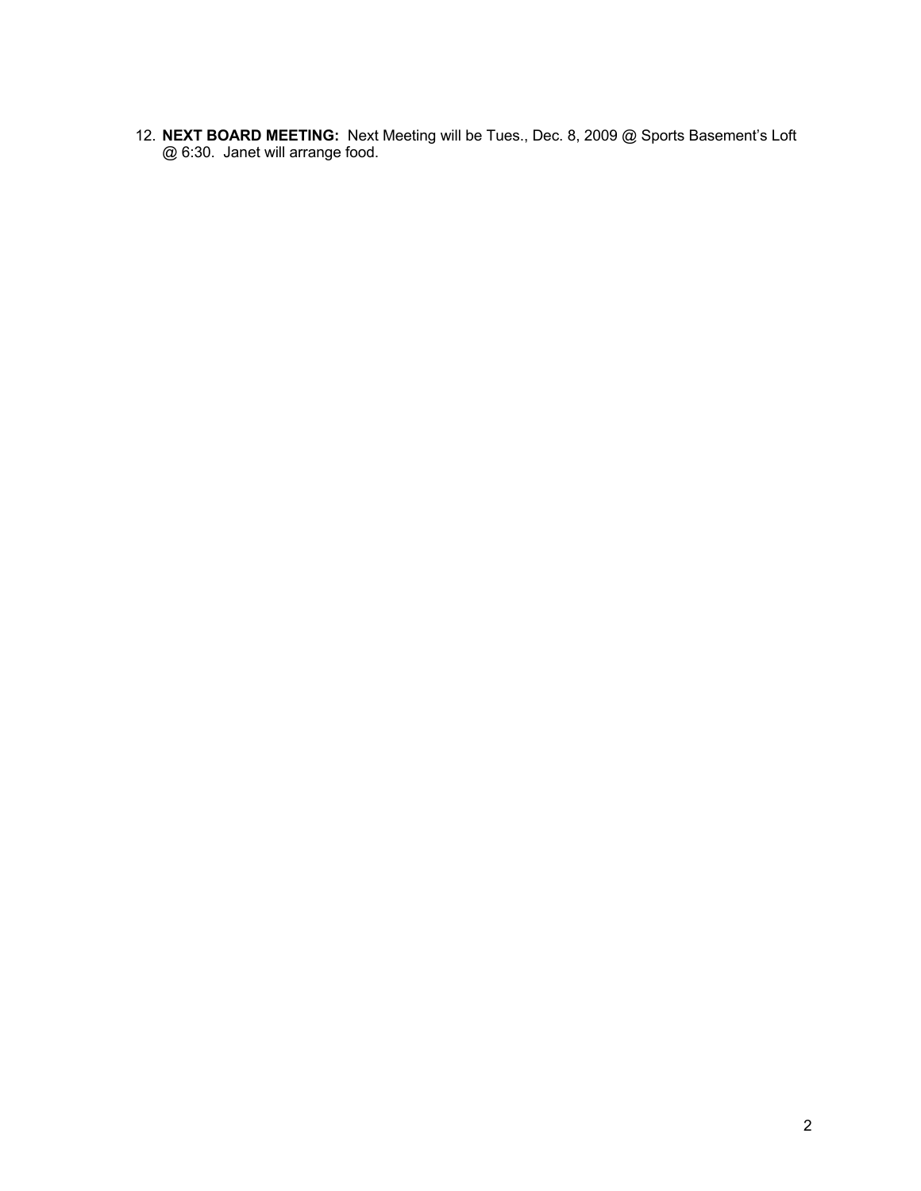12. **NEXT BOARD MEETING:** Next Meeting will be Tues., Dec. 8, 2009 @ Sports Basement's Loft @ 6:30. Janet will arrange food.